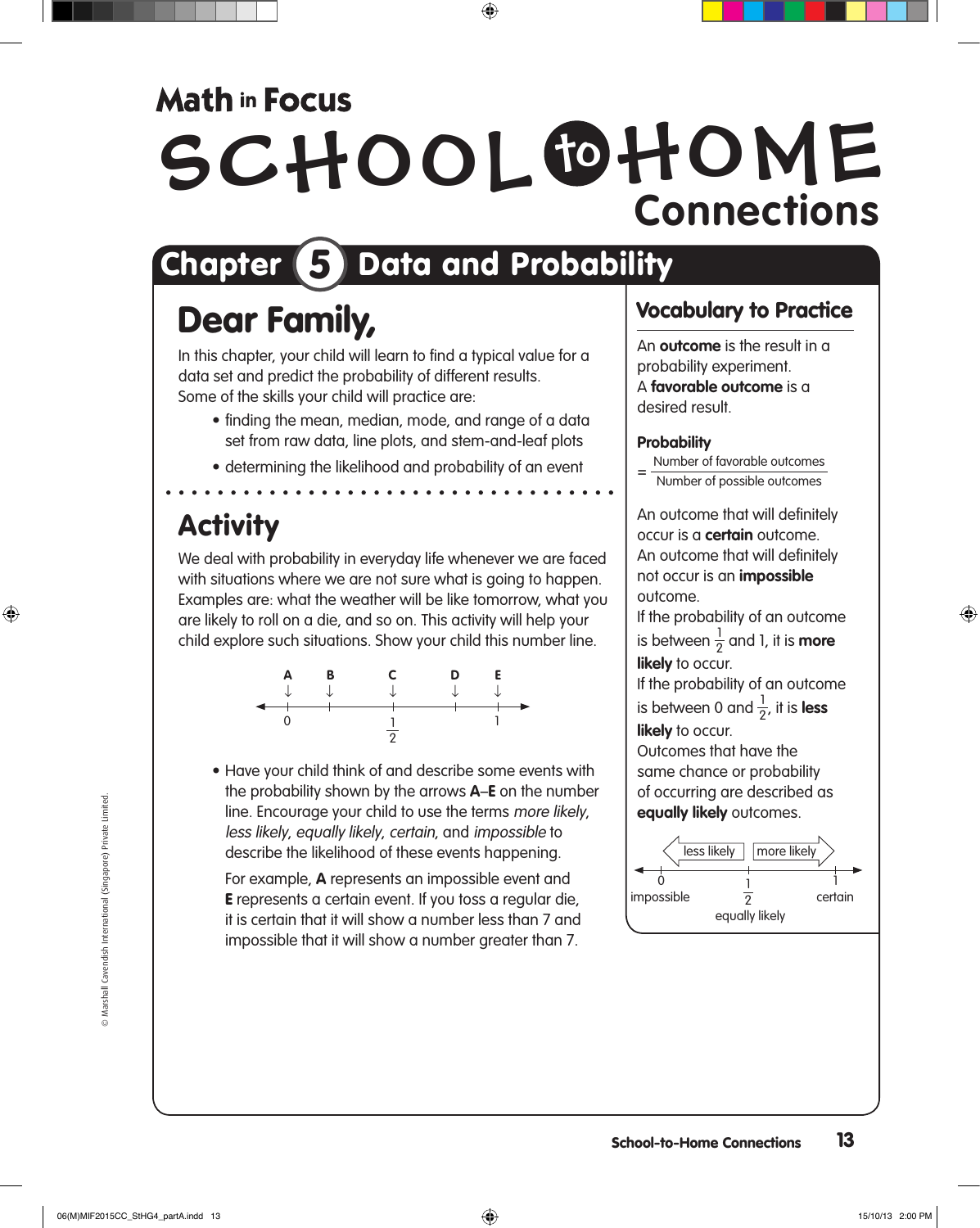# Math in Focus

# SCHOOL to HOME Connections

## Chapter 5 Data and Probability

## Dear Family,

In this chapter, your child will learn to find a typical value for a data set and predict the probability of different results.
Some of the skills your child will practice are:

- finding the mean, median, mode, and range of a data set from raw data, line plots, and stem-and-leaf plots
- determining the likelihood and probability of an event

## Activity

We deal with probability in everyday life whenever we are faced with situations where we are not sure what is going to happen. Examples are: what the weather will be like tomorrow, what you are likely to roll on a die, and so on. This activity will help your child explore such situations. Show your child this number line.

A ↓ at 0, B ↓ between 0 and $\frac{1}{2}$, C ↓ at $\frac{1}{2}$, D ↓ between $\frac{1}{2}$ and 1, E ↓ at 1

- Have your child think of and describe some events with the probability shown by the arrows **A**–**E** on the number line. Encourage your child to use the terms *more likely*, *less likely*, *equally likely*, *certain*, and *impossible* to describe the likelihood of these events happening.

  For example, **A** represents an impossible event and **E** represents a certain event. If you toss a regular die, it is certain that it will show a number less than 7 and impossible that it will show a number greater than 7.

## Vocabulary to Practice

An **outcome** is the result in a probability experiment.
A **favorable outcome** is a desired result.

**Probability**

$$= \frac{\text{Number of favorable outcomes}}{\text{Number of possible outcomes}}$$

An outcome that will definitely occur is a **certain** outcome.
An outcome that will definitely not occur is an **impossible** outcome.
If the probability of an outcome is between $\frac{1}{2}$ and 1, it is **more likely** to occur.
If the probability of an outcome is between 0 and $\frac{1}{2}$, it is **less likely** to occur.
Outcomes that have the same chance or probability of occurring are described as **equally likely** outcomes.

Number line: 0 — impossible; $\frac{1}{2}$ — equally likely; 1 — certain. Left of $\frac{1}{2}$: less likely; right of $\frac{1}{2}$: more likely.

© Marshall Cavendish International (Singapore) Private Limited.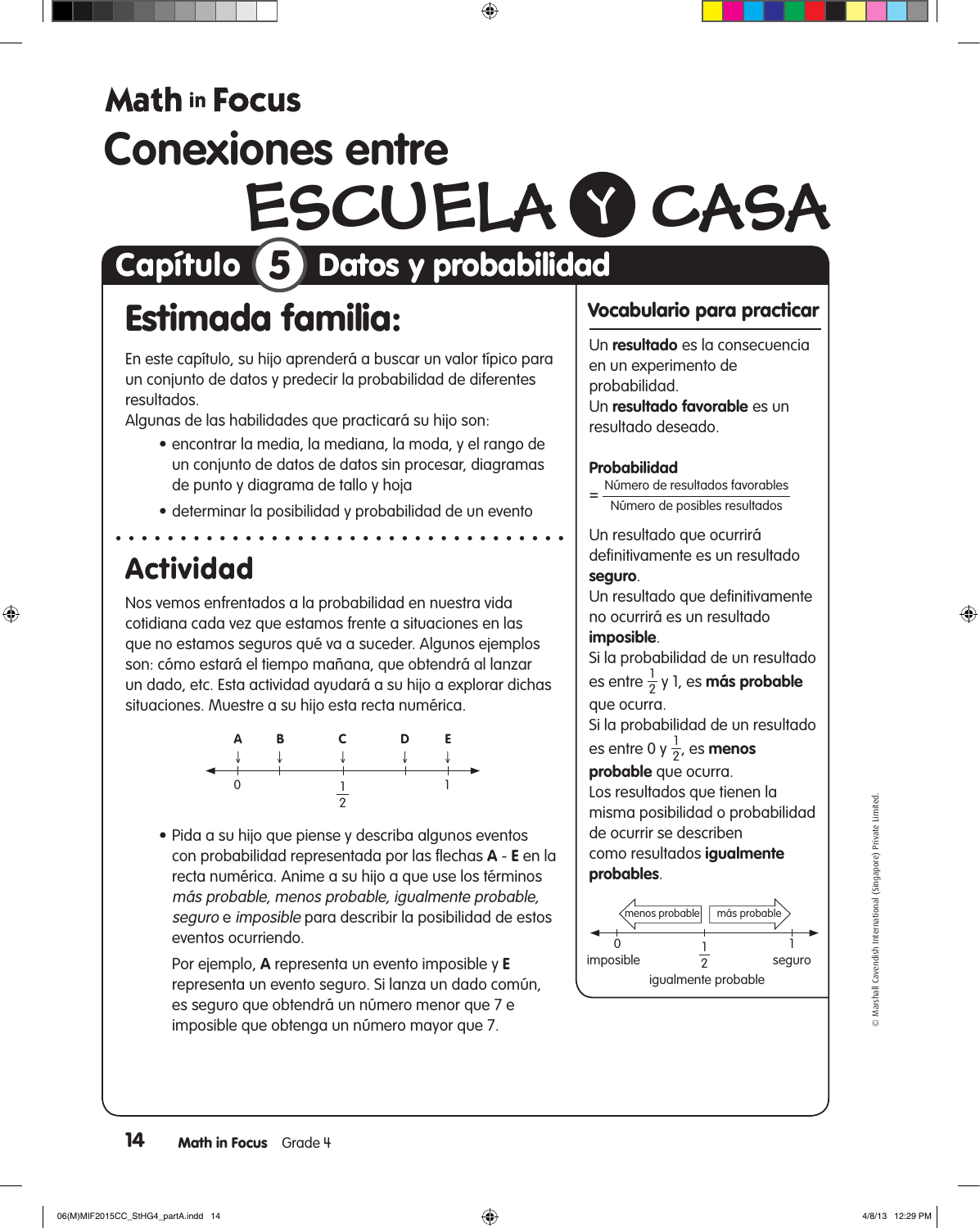# Math in Focus

# Conexiones entre ESCUELA Y CASA

## Capítulo 5 Datos y probabilidad

## Estimada familia:

En este capítulo, su hijo aprenderá a buscar un valor típico para un conjunto de datos y predecir la probabilidad de diferentes resultados.

Algunas de las habilidades que practicará su hijo son:

- encontrar la media, la mediana, la moda, y el rango de un conjunto de datos sin procesar, diagramas de punto y diagrama de tallo y hoja
- determinar la posibilidad y probabilidad de un evento

## Actividad

Nos vemos enfrentados a la probabilidad en nuestra vida cotidiana cada vez que estamos frente a situaciones en las que no estamos seguros qué va a suceder. Algunos ejemplos son: cómo estará el tiempo mañana, que obtendrá al lanzar un dado, etc. Esta actividad ayudará a su hijo a explorar dichas situaciones. Muestre a su hijo esta recta numérica.

A B C D E

0 $\frac{1}{2}$ 1

- Pida a su hijo que piense y describa algunos eventos con probabilidad representada por las flechas **A** - **E** en la recta numérica. Anime a su hijo a que use los términos *más probable, menos probable, igualmente probable, seguro* e *imposible* para describir la posibilidad de estos eventos ocurriendo.

  Por ejemplo, **A** representa un evento imposible y **E** representa un evento seguro. Si lanza un dado común, es seguro que obtendrá un número menor que 7 e imposible que obtenga un número mayor que 7.

## Vocabulario para practicar

Un **resultado** es la consecuencia en un experimento de probabilidad.

Un **resultado favorable** es un resultado deseado.

**Probabilidad**

$$= \frac{\text{Número de resultados favorables}}{\text{Número de posibles resultados}}$$

Un resultado que ocurrirá definitivamente es un resultado **seguro**.

Un resultado que definitivamente no ocurrirá es un resultado **imposible**.

Si la probabilidad de un resultado es entre $\frac{1}{2}$ y 1, es **más probable** que ocurra.

Si la probabilidad de un resultado es entre 0 y $\frac{1}{2}$, es **menos probable** que ocurra.

Los resultados que tienen la misma posibilidad o probabilidad de ocurrir se describen como resultados **igualmente probables**.

menos probable más probable

0 imposible

$\frac{1}{2}$ igualmente probable

1 seguro

© Marshall Cavendish International (Singapore) Private Limited.